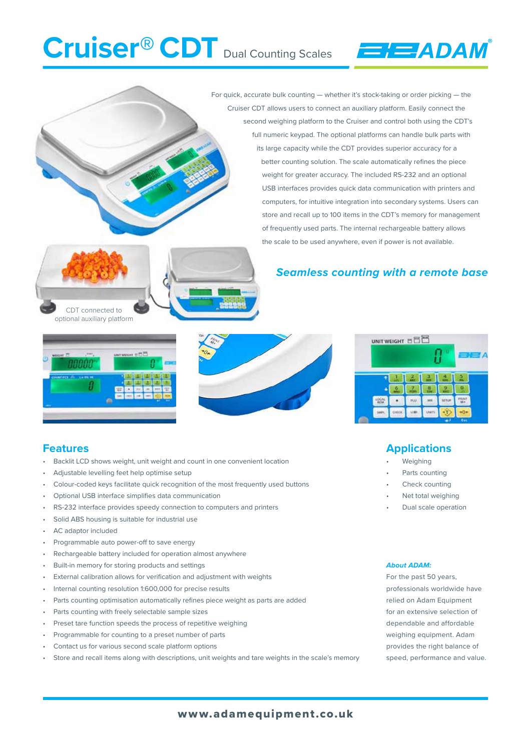# Cruiser® CDT Dual Counting Scales

For quick, accurate bulk counting — whether it's stock-taking or order picking — the Cruiser CDT allows users to connect an auxiliary platform. Easily connect the second weighing platform to the Cruiser and control both using the CDT's full numeric keypad. The optional platforms can handle bulk parts with its large capacity while the CDT provides superior accuracy for a better counting solution. The scale automatically refines the piece weight for greater accuracy. The included RS-232 and an optional USB interfaces provides quick data communication with printers and computers, for intuitive integration into secondary systems. Users can store and recall up to 100 items in the CDT's memory for management of frequently used parts. The internal rechargeable battery allows the scale to be used anywhere, even if power is not available.

CDT connected to optional auxiliary platform

***Seamless counting with a remote base***

## Features

- Backlit LCD shows weight, unit weight and count in one convenient location
- Adjustable levelling feet help optimise setup
- Colour-coded keys facilitate quick recognition of the most frequently used buttons
- Optional USB interface simplifies data communication
- RS-232 interface provides speedy connection to computers and printers
- Solid ABS housing is suitable for industrial use
- AC adaptor included
- Programmable auto power-off to save energy
- Rechargeable battery included for operation almost anywhere
- Built-in memory for storing products and settings
- External calibration allows for verification and adjustment with weights
- Internal counting resolution 1:600,000 for precise results
- Parts counting optimisation automatically refines piece weight as parts are added
- Parts counting with freely selectable sample sizes
- Preset tare function speeds the process of repetitive weighing
- Programmable for counting to a preset number of parts
- Contact us for various second scale platform options
- Store and recall items along with descriptions, unit weights and tare weights in the scale's memory

## Applications

- Weighing
- Parts counting
- Check counting
- Net total weighing
- Dual scale operation

***About ADAM:***

For the past 50 years, professionals worldwide have relied on Adam Equipment for an extensive selection of dependable and affordable weighing equipment. Adam provides the right balance of speed, performance and value.

**www.adamequipment.co.uk**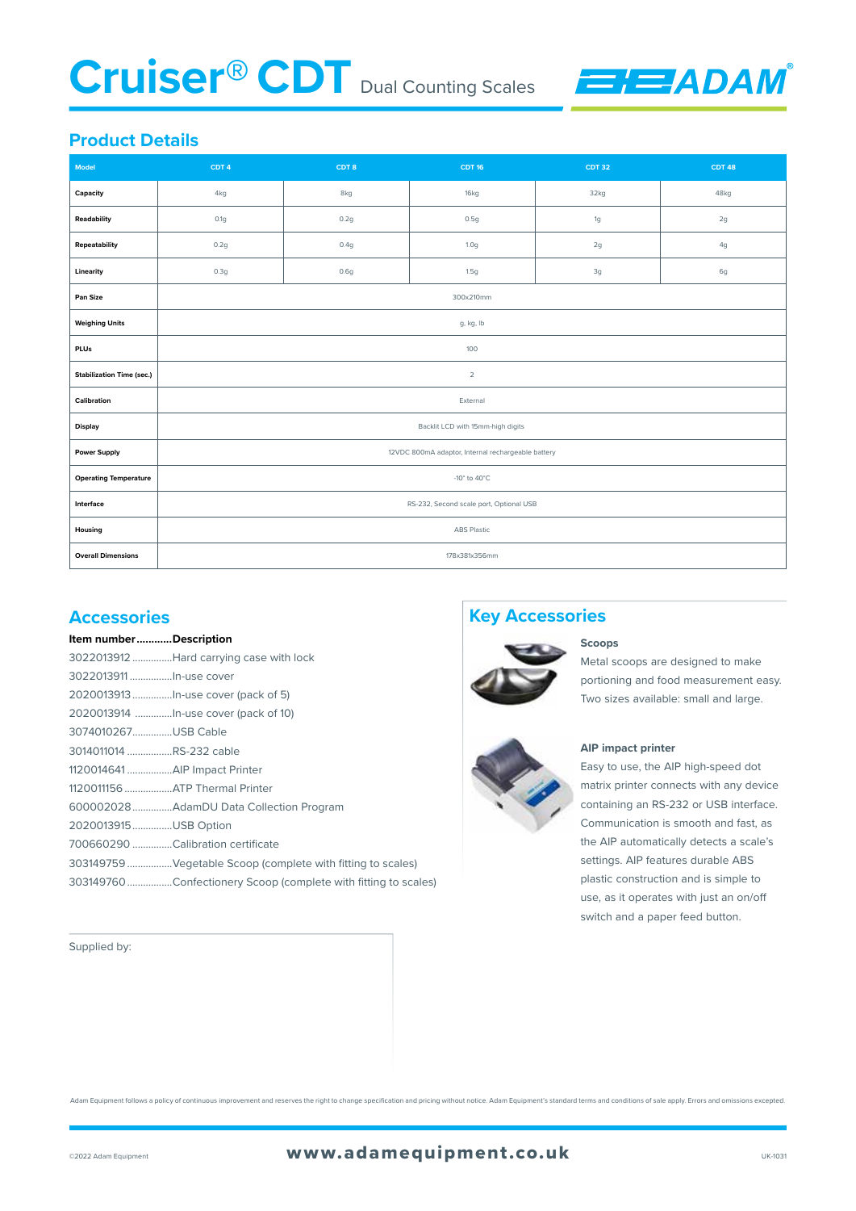# Cruiser® CDT Dual Counting Scales

## Product Details

| Model | CDT 4 | CDT 8 | CDT 16 | CDT 32 | CDT 48 |
|---|---|---|---|---|---|
| Capacity | 4kg | 8kg | 16kg | 32kg | 48kg |
| Readability | 0.1g | 0.2g | 0.5g | 1g | 2g |
| Repeatability | 0.2g | 0.4g | 1.0g | 2g | 4g |
| Linearity | 0.3g | 0.6g | 1.5g | 3g | 6g |
| Pan Size | 300x210mm | | | | |
| Weighing Units | g, kg, lb | | | | |
| PLUs | 100 | | | | |
| Stabilization Time (sec.) | 2 | | | | |
| Calibration | External | | | | |
| Display | Backlit LCD with 15mm-high digits | | | | |
| Power Supply | 12VDC 800mA adaptor, Internal rechargeable battery | | | | |
| Operating Temperature | -10° to 40°C | | | | |
| Interface | RS-232, Second scale port, Optional USB | | | | |
| Housing | ABS Plastic | | | | |
| Overall Dimensions | 178x381x356mm | | | | |

## Accessories

**Item number...........Description**

3022013912 ...............Hard carrying case with lock
3022013911 ................In-use cover
2020013913 ...............In-use cover (pack of 5)
2020013914 ..............In-use cover (pack of 10)
3074010267...............USB Cable
3014011014 .................RS-232 cable
1120014641 .................AIP Impact Printer
1120011156 ..................ATP Thermal Printer
600002028...............AdamDU Data Collection Program
2020013915...............USB Option
700660290 ...............Calibration certificate
303149759 ................Vegetable Scoop (complete with fitting to scales)
303149760 ................Confectionery Scoop (complete with fitting to scales)

## Key Accessories

**Scoops**

Metal scoops are designed to make portioning and food measurement easy. Two sizes available: small and large.

**AIP impact printer**

Easy to use, the AIP high-speed dot matrix printer connects with any device containing an RS-232 or USB interface. Communication is smooth and fast, as the AIP automatically detects a scale's settings. AIP features durable ABS plastic construction and is simple to use, as it operates with just an on/off switch and a paper feed button.

Supplied by:

Adam Equipment follows a policy of continuous improvement and reserves the right to change specification and pricing without notice. Adam Equipment's standard terms and conditions of sale apply. Errors and omissions excepted.

©2022 Adam Equipment

www.adamequipment.co.uk

UK-1031